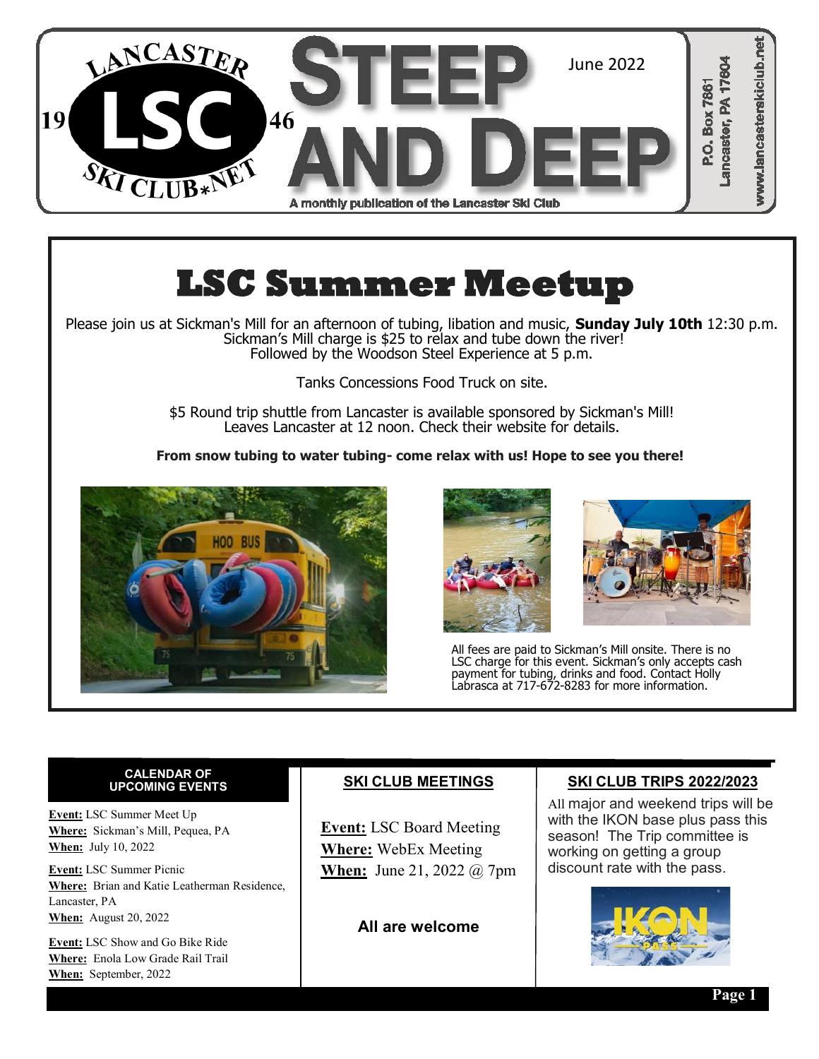# STEEP AND DEEP

June 2022

A monthly publication of the Lancaster Ski Club

LANCASTER SKI CLUB.NET 1946 LSC

P.O. Box 7861
Lancaster, PA 17604

www.lancasterskiclub.net

## LSC Summer Meetup

Please join us at Sickman's Mill for an afternoon of tubing, libation and music, **Sunday July 10th** 12:30 p.m. Sickman's Mill charge is $25 to relax and tube down the river! Followed by the Woodson Steel Experience at 5 p.m.

Tanks Concessions Food Truck on site.

$5 Round trip shuttle from Lancaster is available sponsored by Sickman's Mill! Leaves Lancaster at 12 noon. Check their website for details.

**From snow tubing to water tubing- come relax with us! Hope to see you there!**

All fees are paid to Sickman's Mill onsite. There is no LSC charge for this event. Sickman's only accepts cash payment for tubing, drinks and food. Contact Holly Labrasca at 717-672-8283 for more information.

### CALENDAR OF UPCOMING EVENTS

**Event:** LSC Summer Meet Up
**Where:** Sickman's Mill, Pequea, PA
**When:** July 10, 2022

**Event:** LSC Summer Picnic
**Where:** Brian and Katie Leatherman Residence, Lancaster, PA
**When:** August 20, 2022

**Event:** LSC Show and Go Bike Ride
**Where:** Enola Low Grade Rail Trail
**When:** September, 2022

### SKI CLUB MEETINGS

**Event:** LSC Board Meeting
**Where:** WebEx Meeting
**When:** June 21, 2022 @ 7pm

**All are welcome**

### SKI CLUB TRIPS 2022/2023

All major and weekend trips will be with the IKON base plus pass this season! The Trip committee is working on getting a group discount rate with the pass.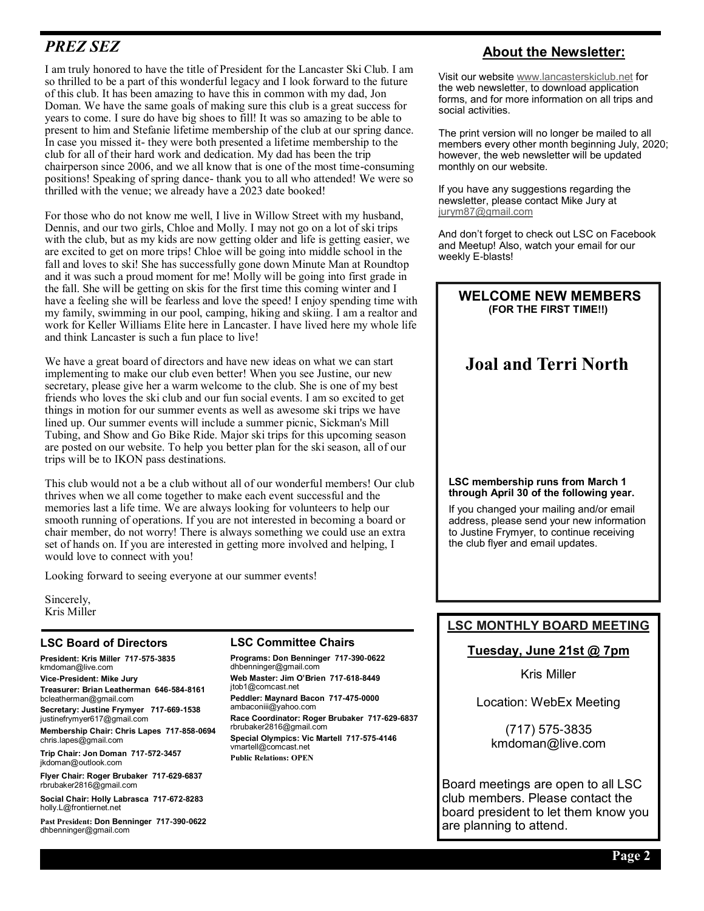## *PREZ SEZ*

I am truly honored to have the title of President for the Lancaster Ski Club. I am so thrilled to be a part of this wonderful legacy and I look forward to the future of this club. It has been amazing to have this in common with my dad, Jon Doman. We have the same goals of making sure this club is a great success for years to come. I sure do have big shoes to fill! It was so amazing to be able to present to him and Stefanie lifetime membership of the club at our spring dance. In case you missed it- they were both presented a lifetime membership to the club for all of their hard work and dedication. My dad has been the trip chairperson since 2006, and we all know that is one of the most time-consuming positions! Speaking of spring dance- thank you to all who attended! We were so thrilled with the venue; we already have a 2023 date booked!

For those who do not know me well, I live in Willow Street with my husband, Dennis, and our two girls, Chloe and Molly. I may not go on a lot of ski trips with the club, but as my kids are now getting older and life is getting easier, we are excited to get on more trips! Chloe will be going into middle school in the fall and loves to ski! She has successfully gone down Minute Man at Roundtop and it was such a proud moment for me! Molly will be going into first grade in the fall. She will be getting on skis for the first time this coming winter and I have a feeling she will be fearless and love the speed! I enjoy spending time with my family, swimming in our pool, camping, hiking and skiing. I am a realtor and work for Keller Williams Elite here in Lancaster. I have lived here my whole life and think Lancaster is such a fun place to live!

We have a great board of directors and have new ideas on what we can start implementing to make our club even better! When you see Justine, our new secretary, please give her a warm welcome to the club. She is one of my best friends who loves the ski club and our fun social events. I am so excited to get things in motion for our summer events as well as awesome ski trips we have lined up. Our summer events will include a summer picnic, Sickman's Mill Tubing, and Show and Go Bike Ride. Major ski trips for this upcoming season are posted on our website. To help you better plan for the ski season, all of our trips will be to IKON pass destinations.

This club would not a be a club without all of our wonderful members! Our club thrives when we all come together to make each event successful and the memories last a life time. We are always looking for volunteers to help our smooth running of operations. If you are not interested in becoming a board or chair member, do not worry! There is always something we could use an extra set of hands on. If you are interested in getting more involved and helping, I would love to connect with you!

Looking forward to seeing everyone at our summer events!

Sincerely,
Kris Miller

### LSC Board of Directors

**President: Kris Miller 717-575-3835**
kmdoman@live.com

**Vice-President: Mike Jury**

**Treasurer: Brian Leatherman 646-584-8161**
bcleatherman@gmail.com

**Secretary: Justine Frymyer 717-669-1538**
justinefrymyer617@gmail.com

**Membership Chair: Chris Lapes 717-858-0694**
chris.lapes@gmail.com

**Trip Chair: Jon Doman 717-572-3457**
jkdoman@outlook.com

**Flyer Chair: Roger Brubaker 717-629-6837**
rbrubaker2816@gmail.com

**Social Chair: Holly Labrasca 717-672-8283**
holly.L@frontiernet.net

**Past President: Don Benninger 717-390-0622**
dhbenninger@gmail.com

### LSC Committee Chairs

**Programs: Don Benninger 717-390-0622**
dhbenninger@gmail.com

**Web Master: Jim O'Brien 717-618-8449**
jtob1@comcast.net

**Peddler: Maynard Bacon 717-475-0000**
ambaconiii@yahoo.com

**Race Coordinator: Roger Brubaker 717-629-6837**
rbrubaker2816@gmail.com

**Special Olympics: Vic Martell 717-575-4146**
vmartell@comcast.net

**Public Relations: OPEN**

## About the Newsletter:

Visit our website www.lancasterskiclub.net for the web newsletter, to download application forms, and for more information on all trips and social activities.

The print version will no longer be mailed to all members every other month beginning July, 2020; however, the web newsletter will be updated monthly on our website.

If you have any suggestions regarding the newsletter, please contact Mike Jury at jurym87@gmail.com

And don't forget to check out LSC on Facebook and Meetup! Also, watch your email for our weekly E-blasts!

## WELCOME NEW MEMBERS
**(FOR THE FIRST TIME!!)**

# Joal and Terri North

**LSC membership runs from March 1 through April 30 of the following year.**

If you changed your mailing and/or email address, please send your new information to Justine Frymyer, to continue receiving the club flyer and email updates.

## LSC MONTHLY BOARD MEETING

**Tuesday, June 21st @ 7pm**

Kris Miller

Location: WebEx Meeting

(717) 575-3835
kmdoman@live.com

Board meetings are open to all LSC club members. Please contact the board president to let them know you are planning to attend.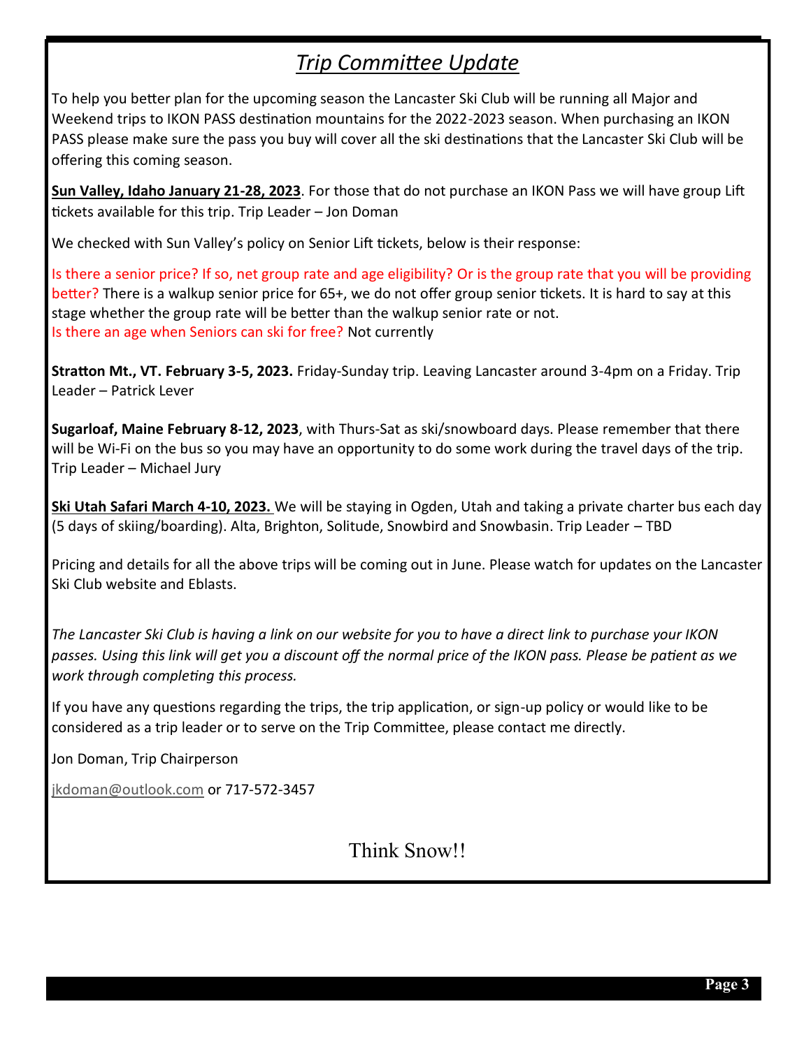## *Trip Committee Update*

To help you better plan for the upcoming season the Lancaster Ski Club will be running all Major and Weekend trips to IKON PASS destination mountains for the 2022-2023 season. When purchasing an IKON PASS please make sure the pass you buy will cover all the ski destinations that the Lancaster Ski Club will be offering this coming season.

**Sun Valley, Idaho January 21-28, 2023**. For those that do not purchase an IKON Pass we will have group Lift tickets available for this trip. Trip Leader – Jon Doman

We checked with Sun Valley's policy on Senior Lift tickets, below is their response:

Is there a senior price? If so, net group rate and age eligibility? Or is the group rate that you will be providing better? There is a walkup senior price for 65+, we do not offer group senior tickets. It is hard to say at this stage whether the group rate will be better than the walkup senior rate or not.
Is there an age when Seniors can ski for free? Not currently

**Stratton Mt., VT. February 3-5, 2023.** Friday-Sunday trip. Leaving Lancaster around 3-4pm on a Friday. Trip Leader – Patrick Lever

**Sugarloaf, Maine February 8-12, 2023**, with Thurs-Sat as ski/snowboard days. Please remember that there will be Wi-Fi on the bus so you may have an opportunity to do some work during the travel days of the trip. Trip Leader – Michael Jury

**Ski Utah Safari March 4-10, 2023.** We will be staying in Ogden, Utah and taking a private charter bus each day (5 days of skiing/boarding). Alta, Brighton, Solitude, Snowbird and Snowbasin. Trip Leader – TBD

Pricing and details for all the above trips will be coming out in June. Please watch for updates on the Lancaster Ski Club website and Eblasts.

*The Lancaster Ski Club is having a link on our website for you to have a direct link to purchase your IKON passes. Using this link will get you a discount off the normal price of the IKON pass. Please be patient as we work through completing this process.*

If you have any questions regarding the trips, the trip application, or sign-up policy or would like to be considered as a trip leader or to serve on the Trip Committee, please contact me directly.

Jon Doman, Trip Chairperson

jkdoman@outlook.com or 717-572-3457

Think Snow!!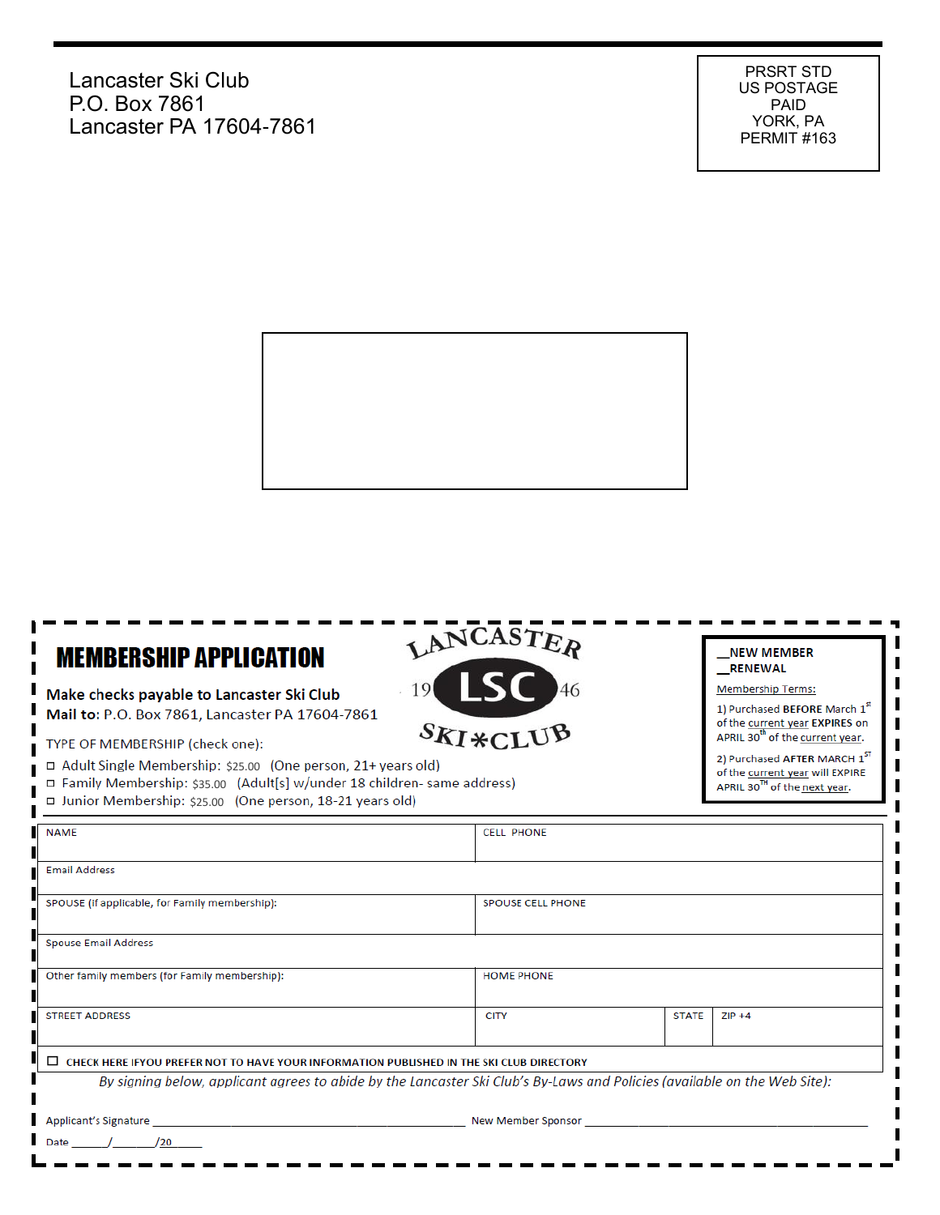Lancaster Ski Club
P.O. Box 7861
Lancaster PA 17604-7861

PRSRT STD
US POSTAGE
PAID
YORK, PA
PERMIT #163

# MEMBERSHIP APPLICATION

LANCASTER
19 LSC 46
SKI*CLUB

**Make checks payable to Lancaster Ski Club**
**Mail to:** P.O. Box 7861, Lancaster PA 17604-7861

TYPE OF MEMBERSHIP (check one):

- ☐ Adult Single Membership: $25.00 (One person, 21+ years old)
- ☐ Family Membership: $35.00 (Adult[s] w/under 18 children- same address)
- ☐ Junior Membership: $25.00 (One person, 18-21 years old)

__NEW MEMBER
__RENEWAL

Membership Terms:

1) Purchased **BEFORE** March 1st of the current year **EXPIRES** on APRIL 30th of the current year.

2) Purchased **AFTER** MARCH 1ST of the current year will EXPIRE APRIL 30TH of the next year.

| | | | |
|---|---|---|---|
| NAME | CELL PHONE | | |
| Email Address | | | |
| SPOUSE (If applicable, for Family membership): | SPOUSE CELL PHONE | | |
| Spouse Email Address | | | |
| Other family members (for Family membership): | HOME PHONE | | |
| STREET ADDRESS | CITY | STATE | ZIP +4 |

☐ **CHECK HERE IFYOU PREFER NOT TO HAVE YOUR INFORMATION PUBLISHED IN THE SKI CLUB DIRECTORY**

*By signing below, applicant agrees to abide by the Lancaster Ski Club's By-Laws and Policies (available on the Web Site):*

Applicant's Signature ____________________________ New Member Sponsor ____________________________

Date ______/_______/20______